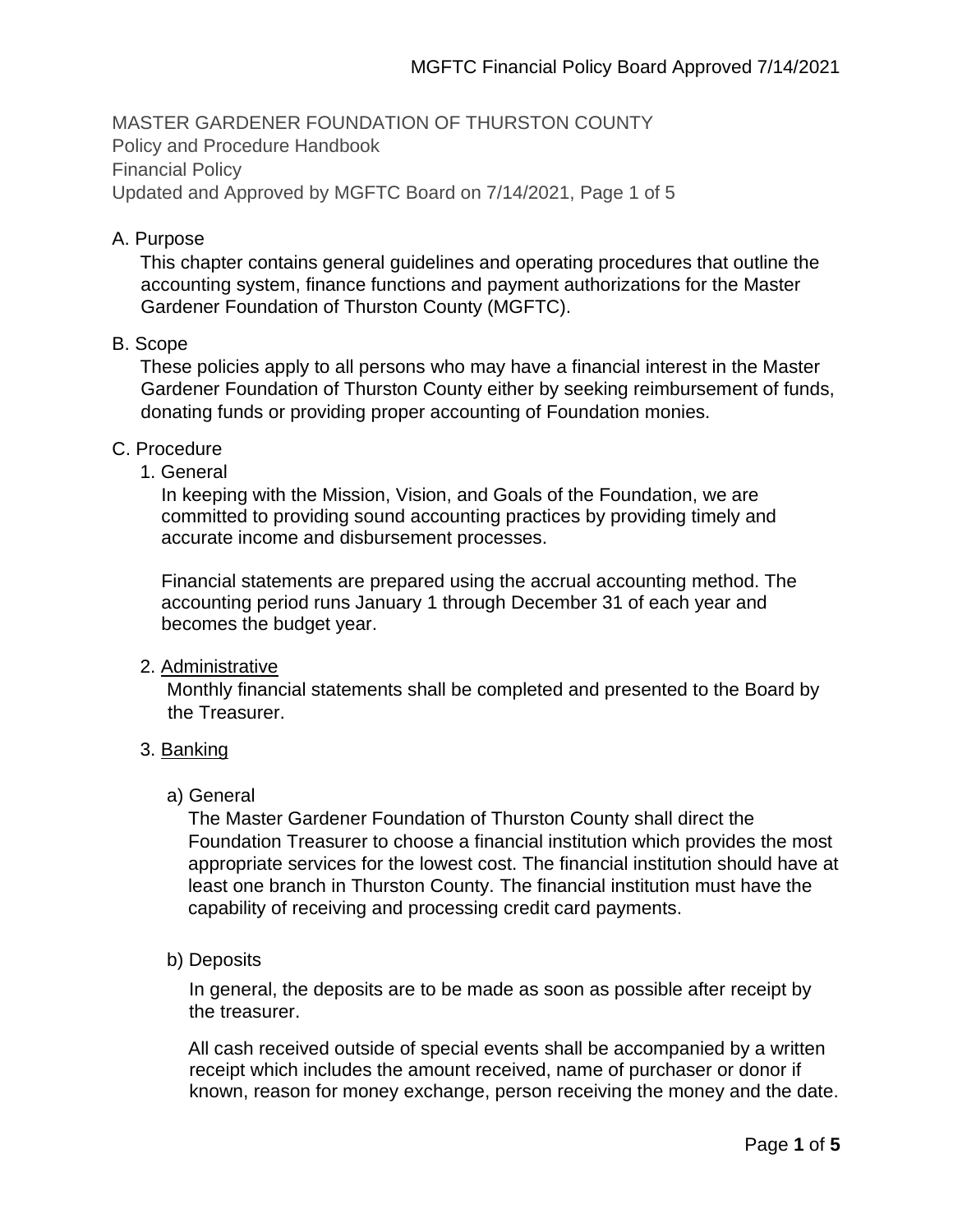MASTER GARDENER FOUNDATION OF THURSTON COUNTY
Policy and Procedure Handbook
Financial Policy
Updated and Approved by MGFTC Board on 7/14/2021, Page 1 of 5

## A. Purpose

This chapter contains general guidelines and operating procedures that outline the accounting system, finance functions and payment authorizations for the Master Gardener Foundation of Thurston County (MGFTC).

## B. Scope

These policies apply to all persons who may have a financial interest in the Master Gardener Foundation of Thurston County either by seeking reimbursement of funds, donating funds or providing proper accounting of Foundation monies.

## C. Procedure

### 1. General

In keeping with the Mission, Vision, and Goals of the Foundation, we are committed to providing sound accounting practices by providing timely and accurate income and disbursement processes.

Financial statements are prepared using the accrual accounting method. The accounting period runs January 1 through December 31 of each year and becomes the budget year.

### 2. Administrative

Monthly financial statements shall be completed and presented to the Board by the Treasurer.

### 3. Banking

#### a) General

The Master Gardener Foundation of Thurston County shall direct the Foundation Treasurer to choose a financial institution which provides the most appropriate services for the lowest cost. The financial institution should have at least one branch in Thurston County. The financial institution must have the capability of receiving and processing credit card payments.

#### b) Deposits

In general, the deposits are to be made as soon as possible after receipt by the treasurer.

All cash received outside of special events shall be accompanied by a written receipt which includes the amount received, name of purchaser or donor if known, reason for money exchange, person receiving the money and the date.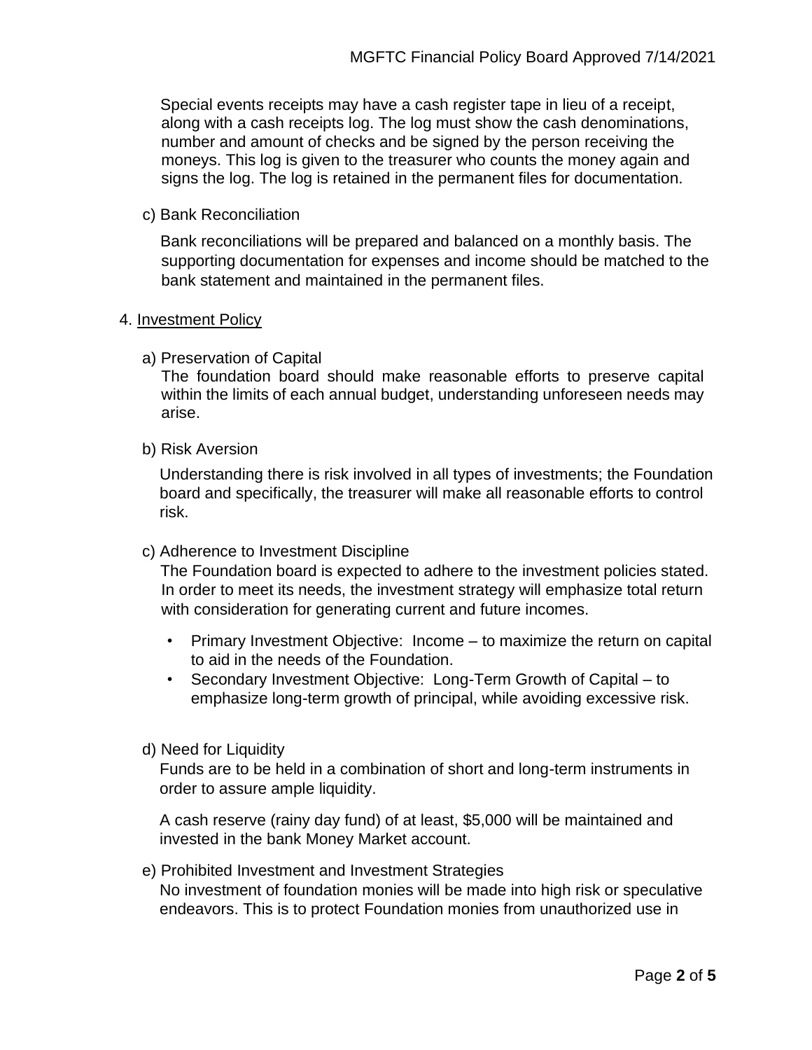Special events receipts may have a cash register tape in lieu of a receipt, along with a cash receipts log. The log must show the cash denominations, number and amount of checks and be signed by the person receiving the moneys. This log is given to the treasurer who counts the money again and signs the log. The log is retained in the permanent files for documentation.

c) Bank Reconciliation

Bank reconciliations will be prepared and balanced on a monthly basis. The supporting documentation for expenses and income should be matched to the bank statement and maintained in the permanent files.

4. <u>Investment Policy</u>

a) Preservation of Capital
The foundation board should make reasonable efforts to preserve capital within the limits of each annual budget, understanding unforeseen needs may arise.

b) Risk Aversion

Understanding there is risk involved in all types of investments; the Foundation board and specifically, the treasurer will make all reasonable efforts to control risk.

c) Adherence to Investment Discipline
The Foundation board is expected to adhere to the investment policies stated. In order to meet its needs, the investment strategy will emphasize total return with consideration for generating current and future incomes.

- Primary Investment Objective: Income – to maximize the return on capital to aid in the needs of the Foundation.
- Secondary Investment Objective: Long-Term Growth of Capital – to emphasize long-term growth of principal, while avoiding excessive risk.

d) Need for Liquidity
Funds are to be held in a combination of short and long-term instruments in order to assure ample liquidity.

A cash reserve (rainy day fund) of at least, $5,000 will be maintained and invested in the bank Money Market account.

e) Prohibited Investment and Investment Strategies
No investment of foundation monies will be made into high risk or speculative endeavors. This is to protect Foundation monies from unauthorized use in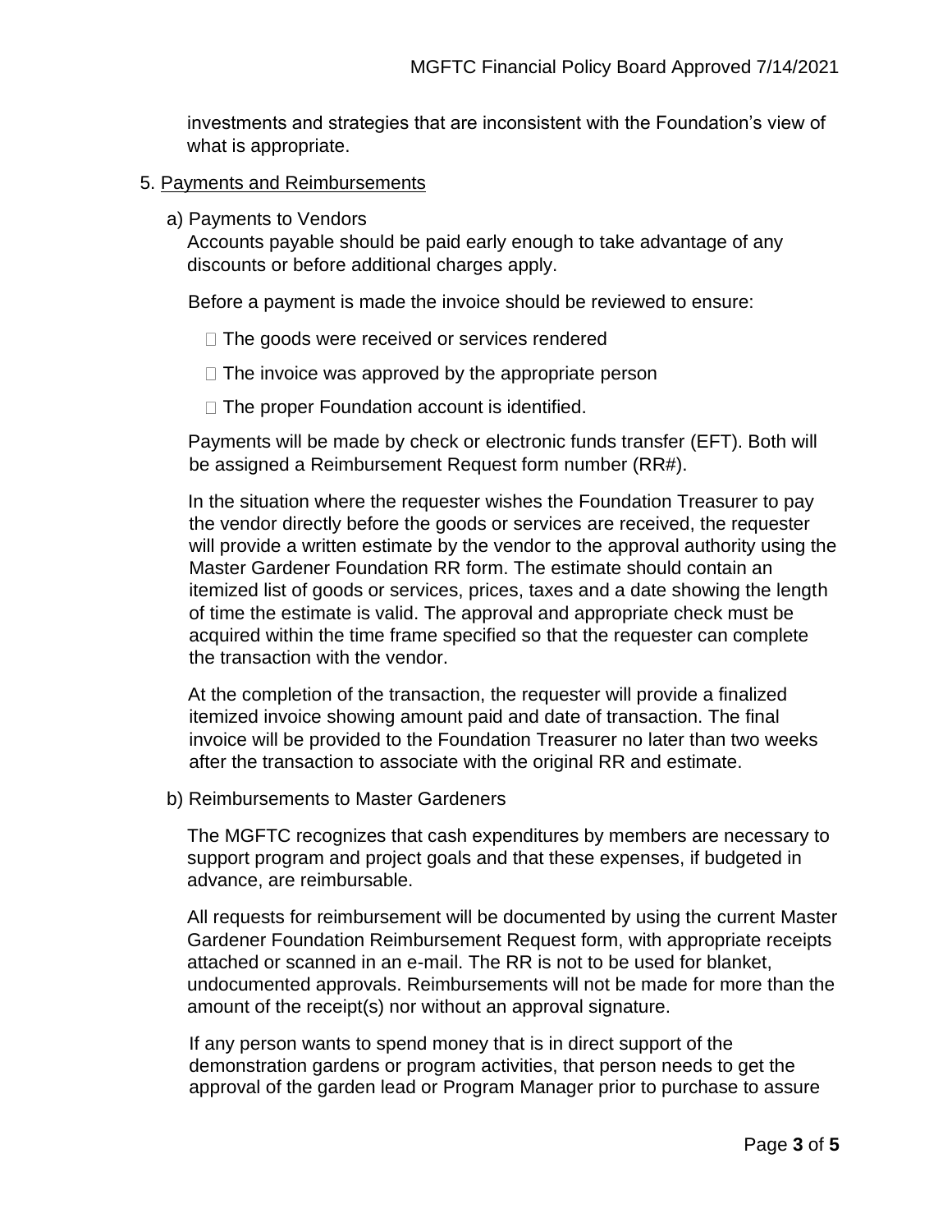investments and strategies that are inconsistent with the Foundation's view of what is appropriate.

5. Payments and Reimbursements

   a) Payments to Vendors

   Accounts payable should be paid early enough to take advantage of any discounts or before additional charges apply.

   Before a payment is made the invoice should be reviewed to ensure:

   - The goods were received or services rendered
   - The invoice was approved by the appropriate person
   - The proper Foundation account is identified.

   Payments will be made by check or electronic funds transfer (EFT). Both will be assigned a Reimbursement Request form number (RR#).

   In the situation where the requester wishes the Foundation Treasurer to pay the vendor directly before the goods or services are received, the requester will provide a written estimate by the vendor to the approval authority using the Master Gardener Foundation RR form. The estimate should contain an itemized list of goods or services, prices, taxes and a date showing the length of time the estimate is valid. The approval and appropriate check must be acquired within the time frame specified so that the requester can complete the transaction with the vendor.

   At the completion of the transaction, the requester will provide a finalized itemized invoice showing amount paid and date of transaction. The final invoice will be provided to the Foundation Treasurer no later than two weeks after the transaction to associate with the original RR and estimate.

   b) Reimbursements to Master Gardeners

   The MGFTC recognizes that cash expenditures by members are necessary to support program and project goals and that these expenses, if budgeted in advance, are reimbursable.

   All requests for reimbursement will be documented by using the current Master Gardener Foundation Reimbursement Request form, with appropriate receipts attached or scanned in an e-mail. The RR is not to be used for blanket, undocumented approvals. Reimbursements will not be made for more than the amount of the receipt(s) nor without an approval signature.

   If any person wants to spend money that is in direct support of the demonstration gardens or program activities, that person needs to get the approval of the garden lead or Program Manager prior to purchase to assure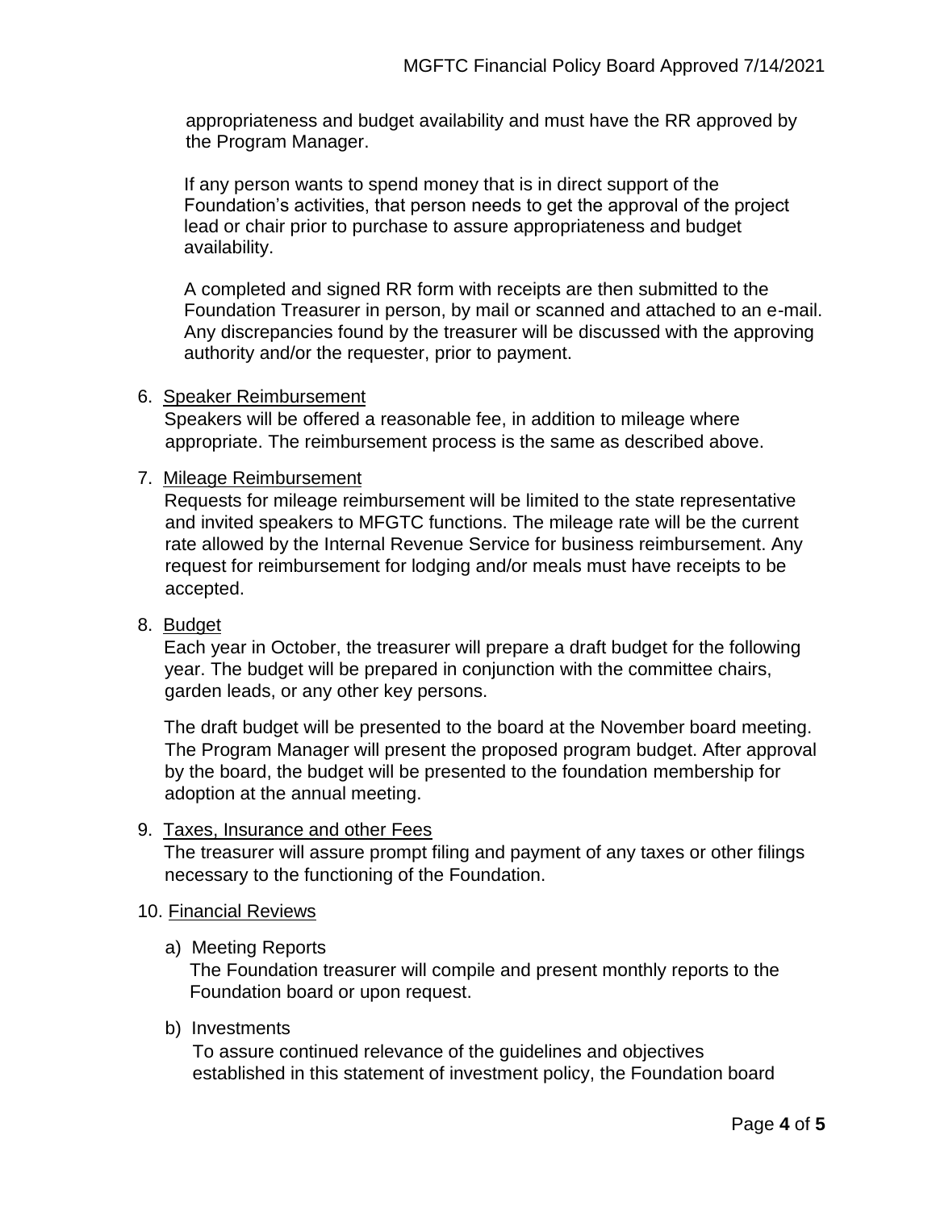appropriateness and budget availability and must have the RR approved by the Program Manager.

If any person wants to spend money that is in direct support of the Foundation's activities, that person needs to get the approval of the project lead or chair prior to purchase to assure appropriateness and budget availability.

A completed and signed RR form with receipts are then submitted to the Foundation Treasurer in person, by mail or scanned and attached to an e-mail. Any discrepancies found by the treasurer will be discussed with the approving authority and/or the requester, prior to payment.

6. Speaker Reimbursement

   Speakers will be offered a reasonable fee, in addition to mileage where appropriate. The reimbursement process is the same as described above.

7. Mileage Reimbursement

   Requests for mileage reimbursement will be limited to the state representative and invited speakers to MFGTC functions. The mileage rate will be the current rate allowed by the Internal Revenue Service for business reimbursement. Any request for reimbursement for lodging and/or meals must have receipts to be accepted.

8. Budget

   Each year in October, the treasurer will prepare a draft budget for the following year. The budget will be prepared in conjunction with the committee chairs, garden leads, or any other key persons.

   The draft budget will be presented to the board at the November board meeting. The Program Manager will present the proposed program budget. After approval by the board, the budget will be presented to the foundation membership for adoption at the annual meeting.

9. Taxes, Insurance and other Fees

   The treasurer will assure prompt filing and payment of any taxes or other filings necessary to the functioning of the Foundation.

10. Financial Reviews

    a) Meeting Reports

       The Foundation treasurer will compile and present monthly reports to the Foundation board or upon request.

    b) Investments

       To assure continued relevance of the guidelines and objectives established in this statement of investment policy, the Foundation board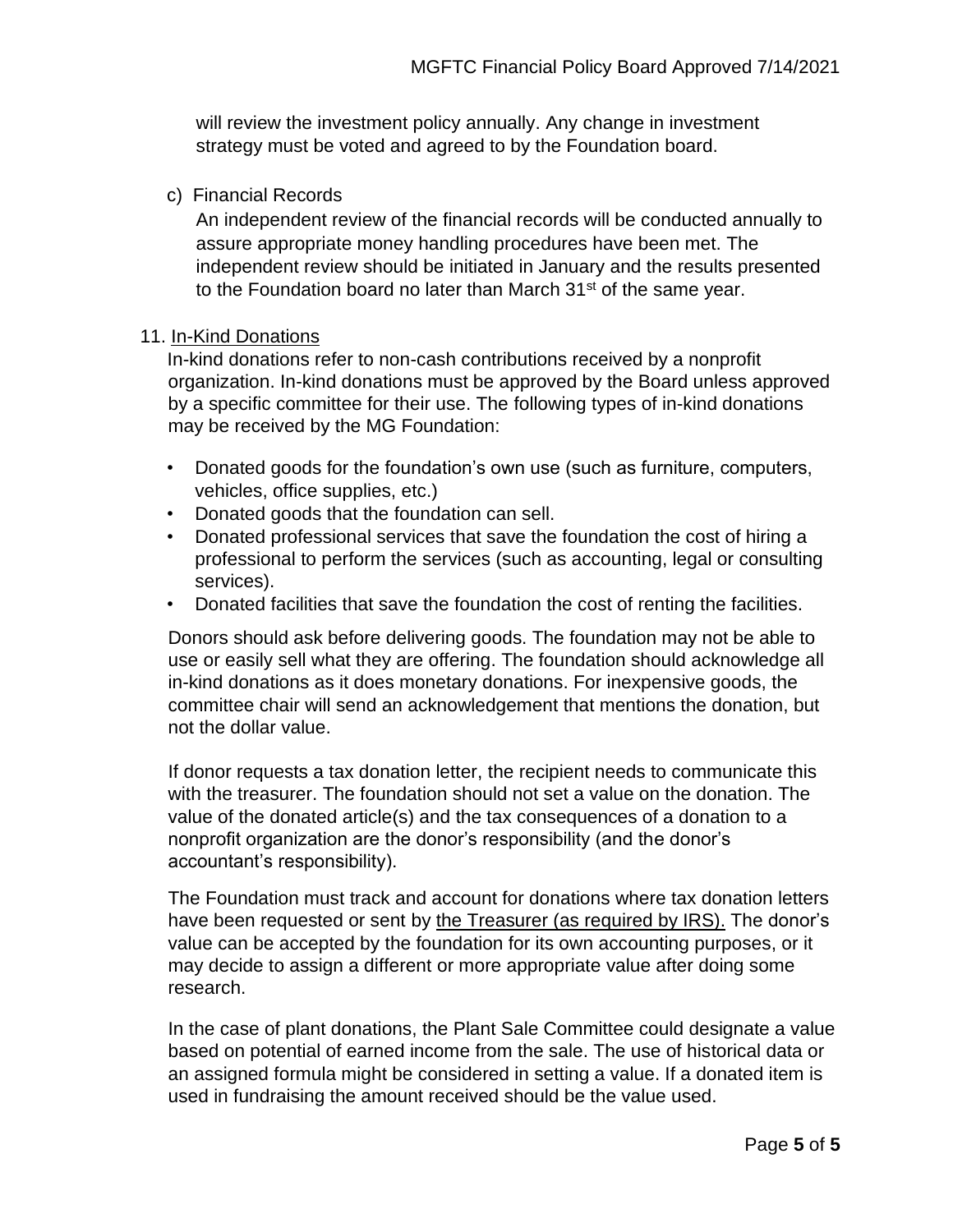will review the investment policy annually. Any change in investment strategy must be voted and agreed to by the Foundation board.

c) Financial Records

An independent review of the financial records will be conducted annually to assure appropriate money handling procedures have been met. The independent review should be initiated in January and the results presented to the Foundation board no later than March 31st of the same year.

11. In-Kind Donations

In-kind donations refer to non-cash contributions received by a nonprofit organization. In-kind donations must be approved by the Board unless approved by a specific committee for their use. The following types of in-kind donations may be received by the MG Foundation:

- Donated goods for the foundation's own use (such as furniture, computers, vehicles, office supplies, etc.)
- Donated goods that the foundation can sell.
- Donated professional services that save the foundation the cost of hiring a professional to perform the services (such as accounting, legal or consulting services).
- Donated facilities that save the foundation the cost of renting the facilities.

Donors should ask before delivering goods. The foundation may not be able to use or easily sell what they are offering. The foundation should acknowledge all in-kind donations as it does monetary donations. For inexpensive goods, the committee chair will send an acknowledgement that mentions the donation, but not the dollar value.

If donor requests a tax donation letter, the recipient needs to communicate this with the treasurer. The foundation should not set a value on the donation. The value of the donated article(s) and the tax consequences of a donation to a nonprofit organization are the donor's responsibility (and the donor's accountant's responsibility).

The Foundation must track and account for donations where tax donation letters have been requested or sent by the Treasurer (as required by IRS). The donor's value can be accepted by the foundation for its own accounting purposes, or it may decide to assign a different or more appropriate value after doing some research.

In the case of plant donations, the Plant Sale Committee could designate a value based on potential of earned income from the sale. The use of historical data or an assigned formula might be considered in setting a value. If a donated item is used in fundraising the amount received should be the value used.